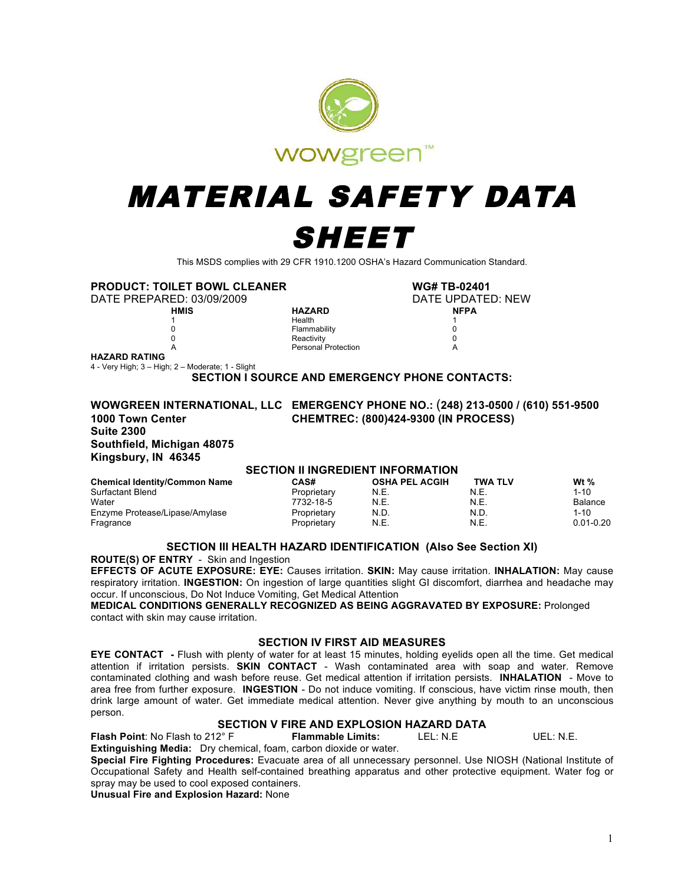wowgreen™

# MATERIAL SAFETY DATA SHEET

This MSDS complies with 29 CFR 1910.1200 OSHA's Hazard Communication Standard.

**PRODUCT: TOILET BOWL CLEANER** **WG# TB-02401**

DATE PREPARED: 03/09/2009 DATE UPDATED: NEW

| HMIS | HAZARD | NFPA |
|---|---|---|
| 1 | Health | 1 |
| 0 | Flammability | 0 |
| 0 | Reactivity | 0 |
| A | Personal Protection | A |

**HAZARD RATING**

4 - Very High; 3 – High; 2 – Moderate; 1 - Slight

## SECTION I SOURCE AND EMERGENCY PHONE CONTACTS:

**WOWGREEN INTERNATIONAL, LLC**
**1000 Town Center**
**Suite 2300**
**Southfield, Michigan 48075**
**Kingsbury, IN 46345**

**EMERGENCY PHONE NO.: (248) 213-0500 / (610) 551-9500**
**CHEMTREC: (800)424-9300 (IN PROCESS)**

## SECTION II INGREDIENT INFORMATION

| Chemical Identity/Common Name | CAS# | OSHA PEL ACGIH | TWA TLV | Wt % |
|---|---|---|---|---|
| Surfactant Blend | Proprietary | N.E. | N.E. | 1-10 |
| Water | 7732-18-5 | N.E. | N.E. | Balance |
| Enzyme Protease/Lipase/Amylase | Proprietary | N.D. | N.D. | 1-10 |
| Fragrance | Proprietary | N.E. | N.E. | 0.01-0.20 |

## SECTION III HEALTH HAZARD IDENTIFICATION (Also See Section XI)

**ROUTE(S) OF ENTRY** - Skin and Ingestion

**EFFECTS OF ACUTE EXPOSURE: EYE:** Causes irritation. **SKIN:** May cause irritation. **INHALATION:** May cause respiratory irritation. **INGESTION:** On ingestion of large quantities slight GI discomfort, diarrhea and headache may occur. If unconscious, Do Not Induce Vomiting, Get Medical Attention

**MEDICAL CONDITIONS GENERALLY RECOGNIZED AS BEING AGGRAVATED BY EXPOSURE:** Prolonged contact with skin may cause irritation.

## SECTION IV FIRST AID MEASURES

**EYE CONTACT -** Flush with plenty of water for at least 15 minutes, holding eyelids open all the time. Get medical attention if irritation persists. **SKIN CONTACT** - Wash contaminated area with soap and water. Remove contaminated clothing and wash before reuse. Get medical attention if irritation persists. **INHALATION** - Move to area free from further exposure. **INGESTION** - Do not induce vomiting. If conscious, have victim rinse mouth, then drink large amount of water. Get immediate medical attention. Never give anything by mouth to an unconscious person.

## SECTION V FIRE AND EXPLOSION HAZARD DATA

**Flash Point**: No Flash to 212° F **Flammable Limits:** LEL: N.E UEL: N.E.

**Extinguishing Media:** Dry chemical, foam, carbon dioxide or water.

**Special Fire Fighting Procedures:** Evacuate area of all unnecessary personnel. Use NIOSH (National Institute of Occupational Safety and Health self-contained breathing apparatus and other protective equipment. Water fog or spray may be used to cool exposed containers.

**Unusual Fire and Explosion Hazard:** None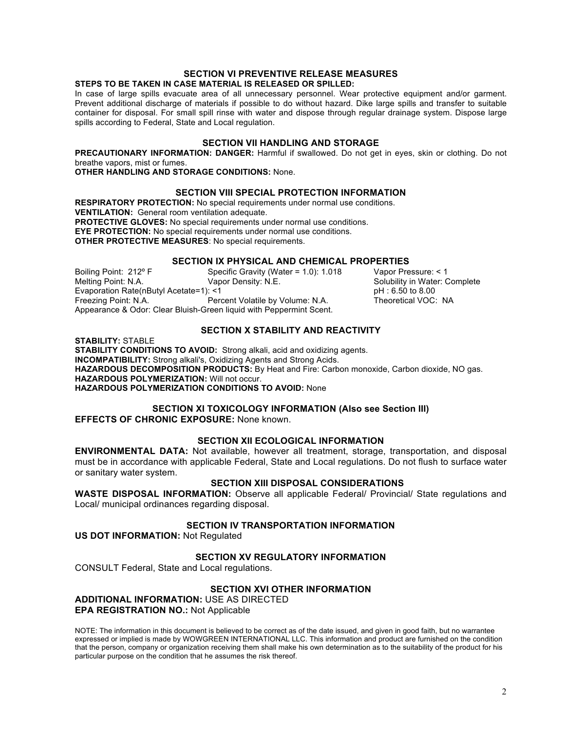## SECTION VI PREVENTIVE RELEASE MEASURES

**STEPS TO BE TAKEN IN CASE MATERIAL IS RELEASED OR SPILLED:**
In case of large spills evacuate area of all unnecessary personnel. Wear protective equipment and/or garment. Prevent additional discharge of materials if possible to do without hazard. Dike large spills and transfer to suitable container for disposal. For small spill rinse with water and dispose through regular drainage system. Dispose large spills according to Federal, State and Local regulation.

## SECTION VII HANDLING AND STORAGE

**PRECAUTIONARY INFORMATION: DANGER:** Harmful if swallowed. Do not get in eyes, skin or clothing. Do not breathe vapors, mist or fumes.
**OTHER HANDLING AND STORAGE CONDITIONS:** None.

## SECTION VIII SPECIAL PROTECTION INFORMATION

**RESPIRATORY PROTECTION:** No special requirements under normal use conditions.
**VENTILATION:** General room ventilation adequate.
**PROTECTIVE GLOVES:** No special requirements under normal use conditions.
**EYE PROTECTION:** No special requirements under normal use conditions.
**OTHER PROTECTIVE MEASURES**: No special requirements.

## SECTION IX PHYSICAL AND CHEMICAL PROPERTIES

Boiling Point: 212º F
Specific Gravity (Water = 1.0): 1.018
Vapor Pressure: < 1
Melting Point: N.A.
Vapor Density: N.E.
Solubility in Water: Complete
Evaporation Rate(nButyl Acetate=1): <1
pH : 6.50 to 8.00
Freezing Point: N.A.
Percent Volatile by Volume: N.A.
Theoretical VOC: NA
Appearance & Odor: Clear Bluish-Green liquid with Peppermint Scent.

## SECTION X STABILITY AND REACTIVITY

**STABILITY:** STABLE
**STABILITY CONDITIONS TO AVOID:** Strong alkali, acid and oxidizing agents.
**INCOMPATIBILITY:** Strong alkali's, Oxidizing Agents and Strong Acids.
**HAZARDOUS DECOMPOSITION PRODUCTS:** By Heat and Fire: Carbon monoxide, Carbon dioxide, NO gas.
**HAZARDOUS POLYMERIZATION:** Will not occur.
**HAZARDOUS POLYMERIZATION CONDITIONS TO AVOID:** None

## SECTION XI TOXICOLOGY INFORMATION (Also see Section III)

**EFFECTS OF CHRONIC EXPOSURE:** None known.

## SECTION XII ECOLOGICAL INFORMATION

**ENVIRONMENTAL DATA:** Not available, however all treatment, storage, transportation, and disposal must be in accordance with applicable Federal, State and Local regulations. Do not flush to surface water or sanitary water system.

## SECTION XIII DISPOSAL CONSIDERATIONS

**WASTE DISPOSAL INFORMATION:** Observe all applicable Federal/ Provincial/ State regulations and Local/ municipal ordinances regarding disposal.

## SECTION IV TRANSPORTATION INFORMATION

**US DOT INFORMATION:** Not Regulated

## SECTION XV REGULATORY INFORMATION

CONSULT Federal, State and Local regulations.

## SECTION XVI OTHER INFORMATION

**ADDITIONAL INFORMATION:** USE AS DIRECTED
**EPA REGISTRATION NO.:** Not Applicable

NOTE: The information in this document is believed to be correct as of the date issued, and given in good faith, but no warrantee expressed or implied is made by WOWGREEN INTERNATIONAL LLC. This information and product are furnished on the condition that the person, company or organization receiving them shall make his own determination as to the suitability of the product for his particular purpose on the condition that he assumes the risk thereof.